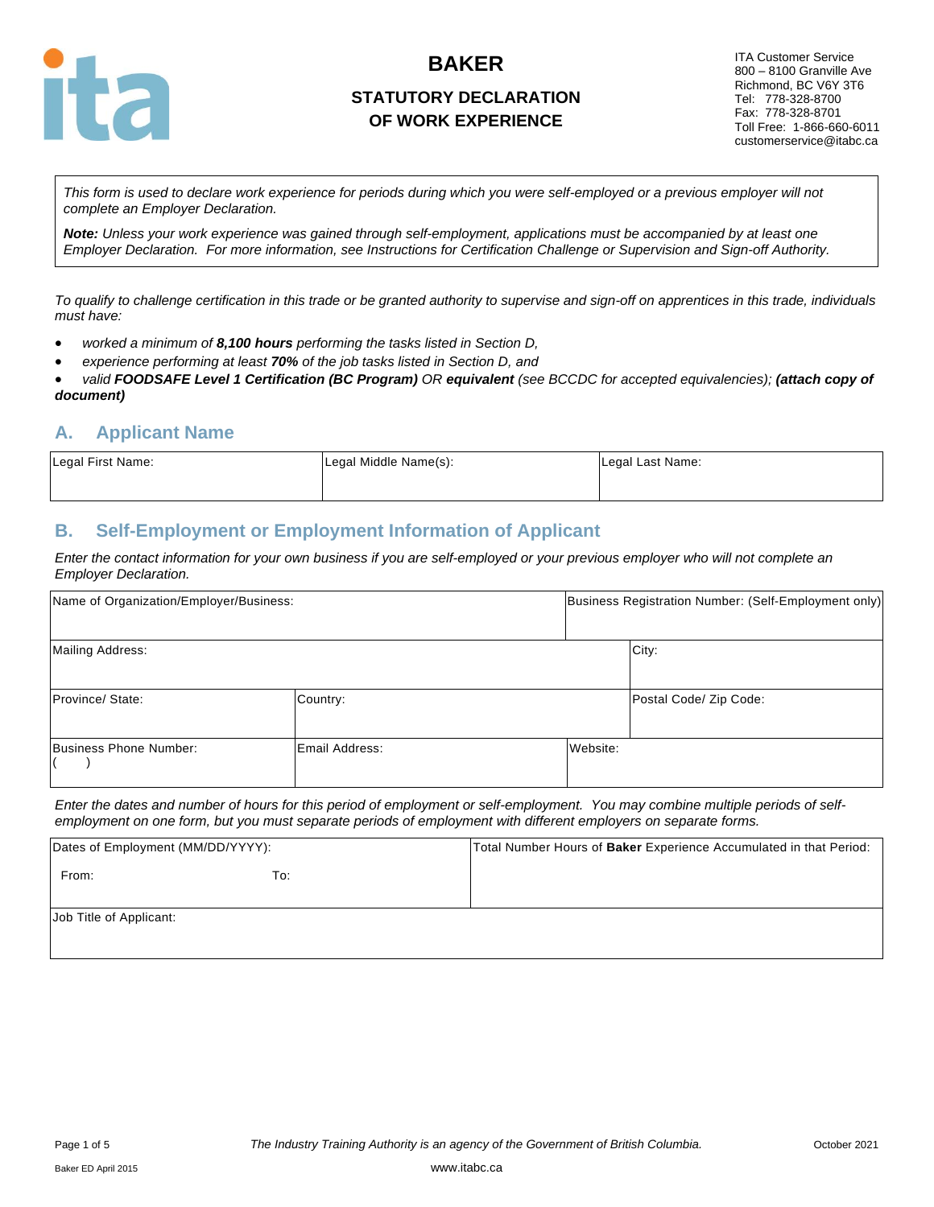# BAKER

## STATUTORY DECLARATION OF WORK EXPERIENCE

ITA Customer Service
800 – 8100 Granville Ave
Richmond, BC V6Y 3T6
Tel: 778-328-8700
Fax: 778-328-8701
Toll Free: 1-866-660-6011
customerservice@itabc.ca

*This form is used to declare work experience for periods during which you were self-employed or a previous employer will not complete an Employer Declaration.*

***Note:*** *Unless your work experience was gained through self-employment, applications must be accompanied by at least one Employer Declaration. For more information, see Instructions for Certification Challenge or Supervision and Sign-off Authority.*

*To qualify to challenge certification in this trade or be granted authority to supervise and sign-off on apprentices in this trade, individuals must have:*

- *worked a minimum of* ***8,100 hours*** *performing the tasks listed in Section D,*
- *experience performing at least* ***70%*** *of the job tasks listed in Section D, and*
- *valid* ***FOODSAFE Level 1 Certification (BC Program)*** *OR* ***equivalent*** *(see BCCDC for accepted equivalencies);* ***(attach copy of document)***

## A. Applicant Name

| Legal First Name: | Legal Middle Name(s): | Legal Last Name: |
|---|---|---|
| | | |

## B. Self-Employment or Employment Information of Applicant

*Enter the contact information for your own business if you are self-employed or your previous employer who will not complete an Employer Declaration.*

| Name of Organization/Employer/Business: | | Business Registration Number: (Self-Employment only) |
|---|---|---|
| Mailing Address: | | City: |
| Province/ State: | Country: | Postal Code/ Zip Code: |
| Business Phone Number: ( ) | Email Address: | Website: |

*Enter the dates and number of hours for this period of employment or self-employment. You may combine multiple periods of self-employment on one form, but you must separate periods of employment with different employers on separate forms.*

| Dates of Employment (MM/DD/YYYY): From: To: | Total Number Hours of **Baker** Experience Accumulated in that Period: |
|---|---|
| Job Title of Applicant: | |

*The Industry Training Authority is an agency of the Government of British Columbia.*

October 2021

Baker ED April 2015

www.itabc.ca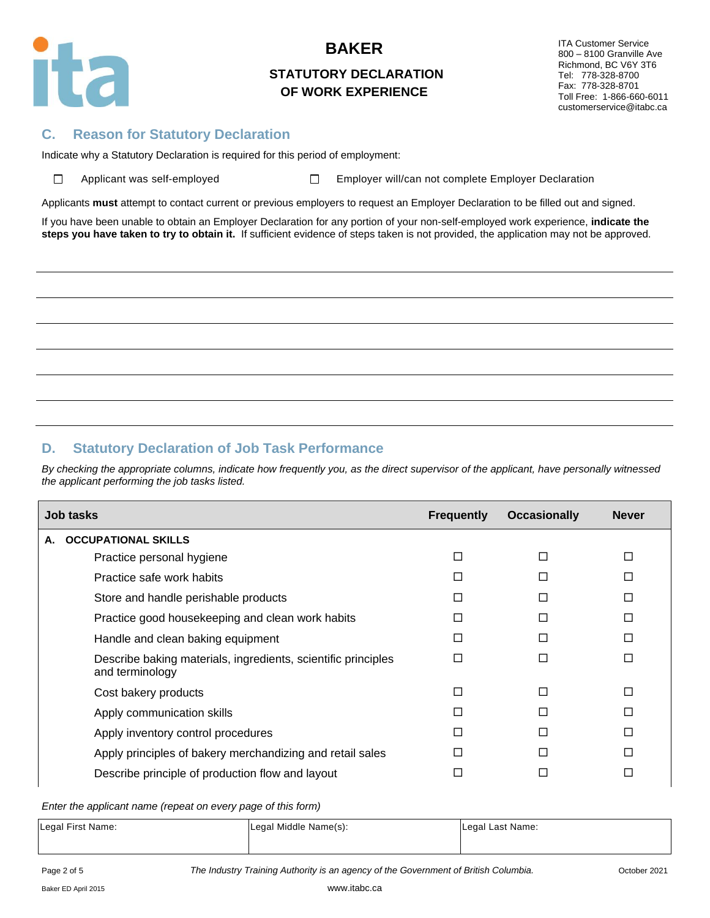# BAKER

## STATUTORY DECLARATION OF WORK EXPERIENCE

ITA Customer Service
800 – 8100 Granville Ave
Richmond, BC V6Y 3T6
Tel: 778-328-8700
Fax: 778-328-8701
Toll Free: 1-866-660-6011
customerservice@itabc.ca

## C. Reason for Statutory Declaration

Indicate why a Statutory Declaration is required for this period of employment:

☐ Applicant was self-employed ☐ Employer will/can not complete Employer Declaration

Applicants **must** attempt to contact current or previous employers to request an Employer Declaration to be filled out and signed.

If you have been unable to obtain an Employer Declaration for any portion of your non-self-employed work experience, **indicate the steps you have taken to try to obtain it.** If sufficient evidence of steps taken is not provided, the application may not be approved.

______________________________________________________________________

______________________________________________________________________

______________________________________________________________________

______________________________________________________________________

______________________________________________________________________

______________________________________________________________________

## D. Statutory Declaration of Job Task Performance

*By checking the appropriate columns, indicate how frequently you, as the direct supervisor of the applicant, have personally witnessed the applicant performing the job tasks listed.*

| Job tasks | Frequently | Occasionally | Never |
|---|---|---|---|
| **A. OCCUPATIONAL SKILLS** | | | |
| Practice personal hygiene | ☐ | ☐ | ☐ |
| Practice safe work habits | ☐ | ☐ | ☐ |
| Store and handle perishable products | ☐ | ☐ | ☐ |
| Practice good housekeeping and clean work habits | ☐ | ☐ | ☐ |
| Handle and clean baking equipment | ☐ | ☐ | ☐ |
| Describe baking materials, ingredients, scientific principles and terminology | ☐ | ☐ | ☐ |
| Cost bakery products | ☐ | ☐ | ☐ |
| Apply communication skills | ☐ | ☐ | ☐ |
| Apply inventory control procedures | ☐ | ☐ | ☐ |
| Apply principles of bakery merchandizing and retail sales | ☐ | ☐ | ☐ |
| Describe principle of production flow and layout | ☐ | ☐ | ☐ |

*Enter the applicant name (repeat on every page of this form)*

| Legal First Name: | Legal Middle Name(s): | Legal Last Name: |
|---|---|---|
| | | |

*The Industry Training Authority is an agency of the Government of British Columbia.*

October 2021

Baker ED April 2015

www.itabc.ca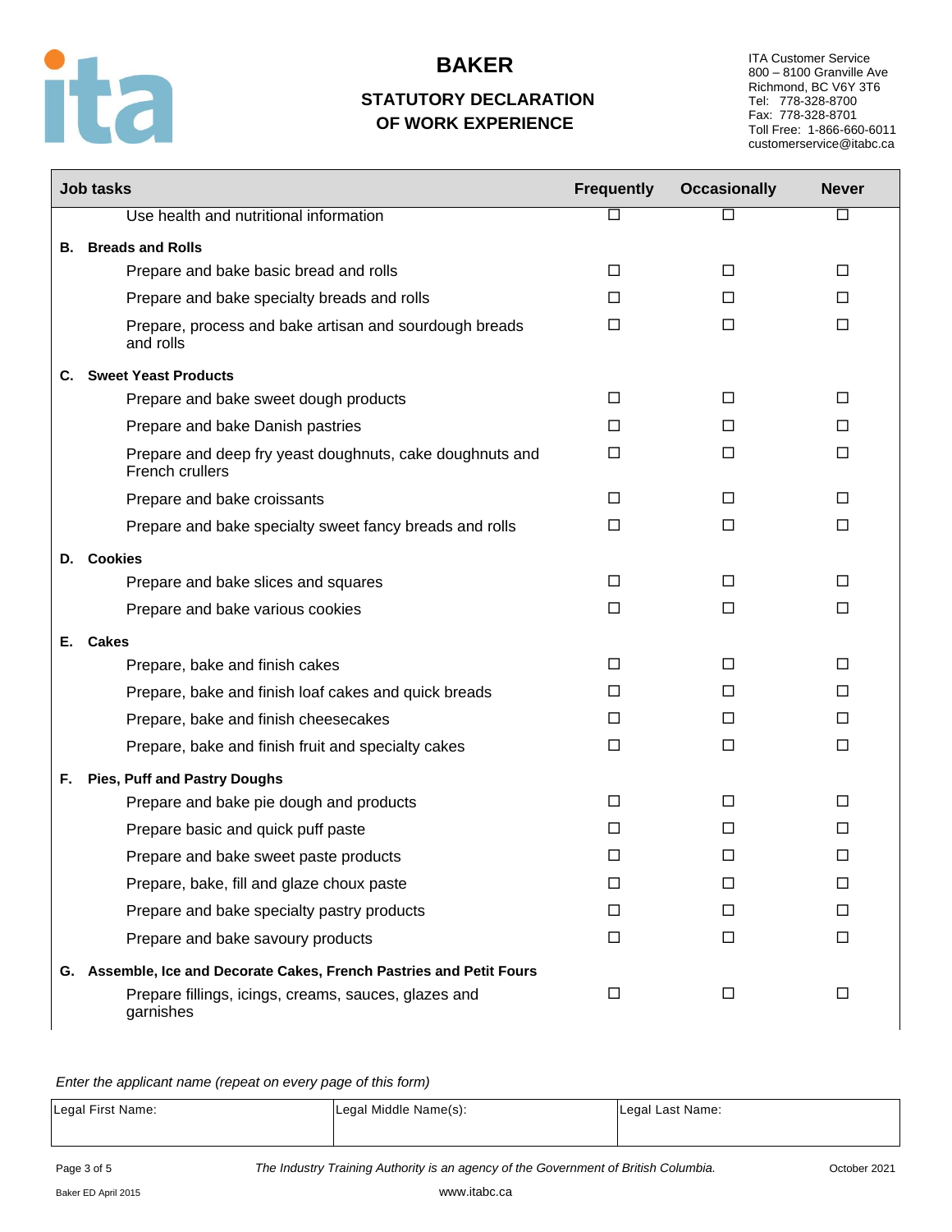# BAKER

## STATUTORY DECLARATION OF WORK EXPERIENCE

ITA Customer Service
800 – 8100 Granville Ave
Richmond, BC V6Y 3T6
Tel: 778-328-8700
Fax: 778-328-8701
Toll Free: 1-866-660-6011
customerservice@itabc.ca

| Job tasks | Frequently | Occasionally | Never |
|---|---|---|---|
| Use health and nutritional information | ☐ | ☐ | ☐ |
| **B. Breads and Rolls** | | | |
| Prepare and bake basic bread and rolls | ☐ | ☐ | ☐ |
| Prepare and bake specialty breads and rolls | ☐ | ☐ | ☐ |
| Prepare, process and bake artisan and sourdough breads and rolls | ☐ | ☐ | ☐ |
| **C. Sweet Yeast Products** | | | |
| Prepare and bake sweet dough products | ☐ | ☐ | ☐ |
| Prepare and bake Danish pastries | ☐ | ☐ | ☐ |
| Prepare and deep fry yeast doughnuts, cake doughnuts and French crullers | ☐ | ☐ | ☐ |
| Prepare and bake croissants | ☐ | ☐ | ☐ |
| Prepare and bake specialty sweet fancy breads and rolls | ☐ | ☐ | ☐ |
| **D. Cookies** | | | |
| Prepare and bake slices and squares | ☐ | ☐ | ☐ |
| Prepare and bake various cookies | ☐ | ☐ | ☐ |
| **E. Cakes** | | | |
| Prepare, bake and finish cakes | ☐ | ☐ | ☐ |
| Prepare, bake and finish loaf cakes and quick breads | ☐ | ☐ | ☐ |
| Prepare, bake and finish cheesecakes | ☐ | ☐ | ☐ |
| Prepare, bake and finish fruit and specialty cakes | ☐ | ☐ | ☐ |
| **F. Pies, Puff and Pastry Doughs** | | | |
| Prepare and bake pie dough and products | ☐ | ☐ | ☐ |
| Prepare basic and quick puff paste | ☐ | ☐ | ☐ |
| Prepare and bake sweet paste products | ☐ | ☐ | ☐ |
| Prepare, bake, fill and glaze choux paste | ☐ | ☐ | ☐ |
| Prepare and bake specialty pastry products | ☐ | ☐ | ☐ |
| Prepare and bake savoury products | ☐ | ☐ | ☐ |
| **G. Assemble, Ice and Decorate Cakes, French Pastries and Petit Fours** | | | |
| Prepare fillings, icings, creams, sauces, glazes and garnishes | ☐ | ☐ | ☐ |

*Enter the applicant name (repeat on every page of this form)*

| Legal First Name: | Legal Middle Name(s): | Legal Last Name: |
|---|---|---|
| | | |

*The Industry Training Authority is an agency of the Government of British Columbia.*

October 2021

Baker ED April 2015

www.itabc.ca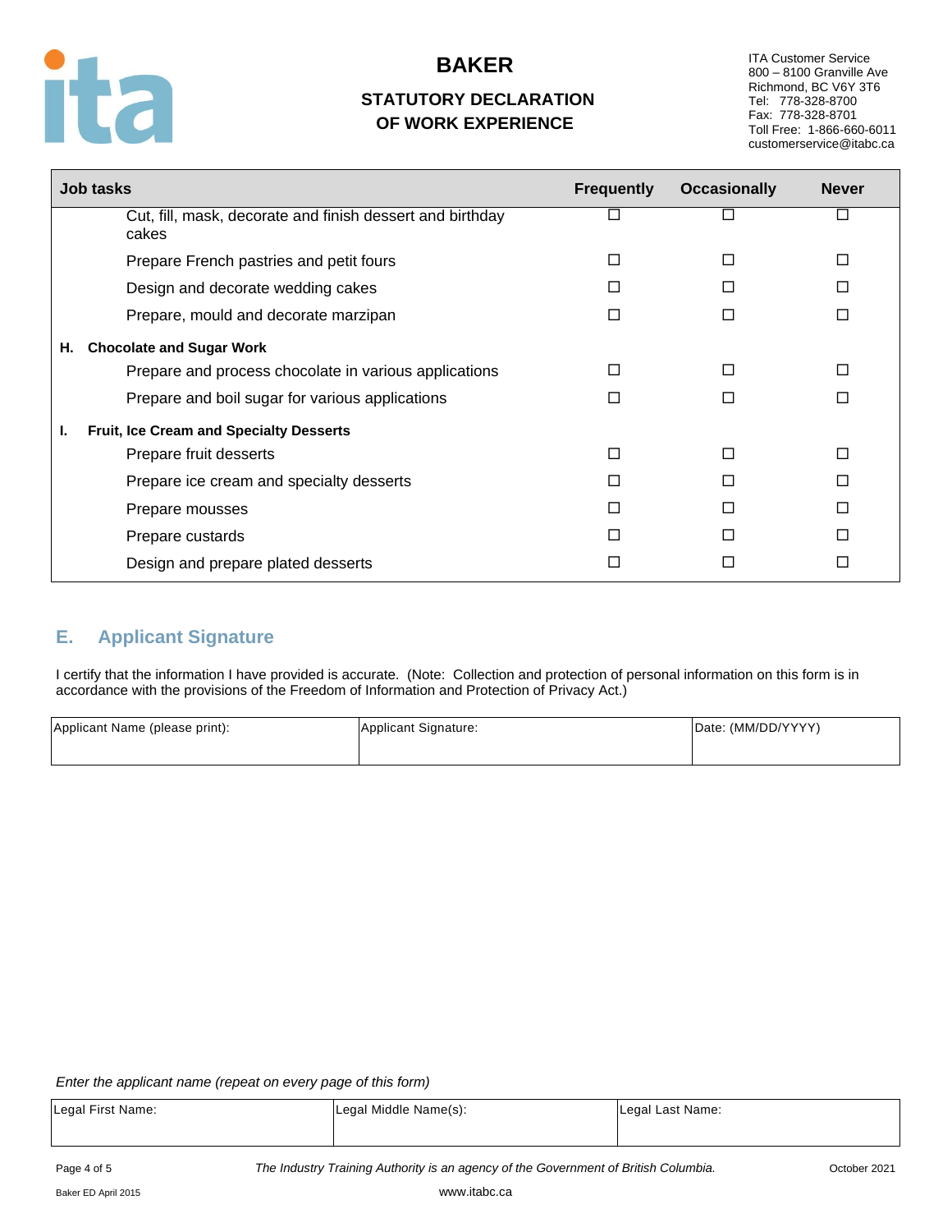# BAKER

## STATUTORY DECLARATION OF WORK EXPERIENCE

ITA Customer Service
800 – 8100 Granville Ave
Richmond, BC V6Y 3T6
Tel: 778-328-8700
Fax: 778-328-8701
Toll Free: 1-866-660-6011
customerservice@itabc.ca

| Job tasks | Frequently | Occasionally | Never |
|---|---|---|---|
| Cut, fill, mask, decorate and finish dessert and birthday cakes | ☐ | ☐ | ☐ |
| Prepare French pastries and petit fours | ☐ | ☐ | ☐ |
| Design and decorate wedding cakes | ☐ | ☐ | ☐ |
| Prepare, mould and decorate marzipan | ☐ | ☐ | ☐ |
| **H. Chocolate and Sugar Work** | | | |
| Prepare and process chocolate in various applications | ☐ | ☐ | ☐ |
| Prepare and boil sugar for various applications | ☐ | ☐ | ☐ |
| **I. Fruit, Ice Cream and Specialty Desserts** | | | |
| Prepare fruit desserts | ☐ | ☐ | ☐ |
| Prepare ice cream and specialty desserts | ☐ | ☐ | ☐ |
| Prepare mousses | ☐ | ☐ | ☐ |
| Prepare custards | ☐ | ☐ | ☐ |
| Design and prepare plated desserts | ☐ | ☐ | ☐ |

## E. Applicant Signature

I certify that the information I have provided is accurate. (Note: Collection and protection of personal information on this form is in accordance with the provisions of the Freedom of Information and Protection of Privacy Act.)

| Applicant Name (please print): | Applicant Signature: | Date: (MM/DD/YYYY) |
|---|---|---|
| | | |

*Enter the applicant name (repeat on every page of this form)*

| Legal First Name: | Legal Middle Name(s): | Legal Last Name: |
|---|---|---|
| | | |

*The Industry Training Authority is an agency of the Government of British Columbia.*

October 2021

Baker ED April 2015

www.itabc.ca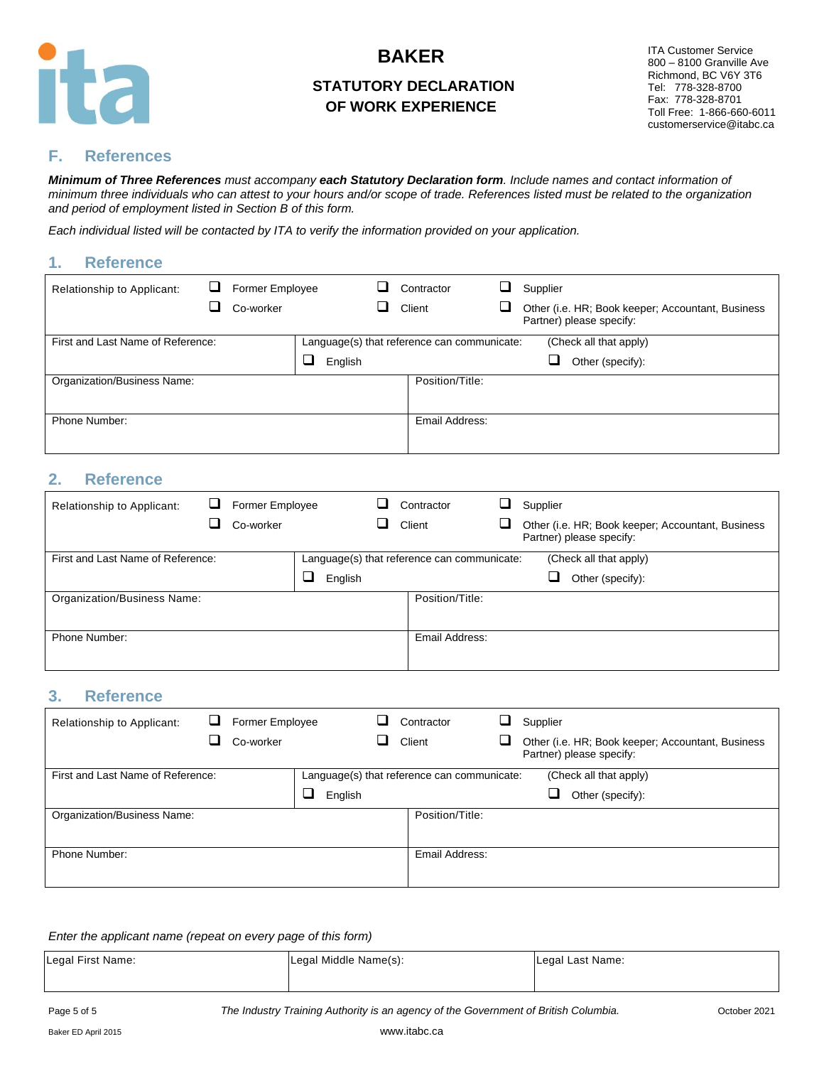# BAKER

## STATUTORY DECLARATION OF WORK EXPERIENCE

ITA Customer Service
800 – 8100 Granville Ave
Richmond, BC V6Y 3T6
Tel: 778-328-8700
Fax: 778-328-8701
Toll Free: 1-866-660-6011
customerservice@itabc.ca

## F. References

***Minimum of Three References** must accompany **each Statutory Declaration form**. Include names and contact information of minimum three individuals who can attest to your hours and/or scope of trade. References listed must be related to the organization and period of employment listed in Section B of this form.*

*Each individual listed will be contacted by ITA to verify the information provided on your application.*

### 1. Reference

| | | | |
|---|---|---|---|
| Relationship to Applicant: | ❑ Former Employee<br>❑ Co-worker | ❑ Contractor<br>❑ Client | ❑ Supplier<br>❑ Other (i.e. HR; Book keeper; Accountant, Business Partner) please specify: |
| First and Last Name of Reference: | Language(s) that reference can communicate:<br>❑ English | | (Check all that apply)<br>❑ Other (specify): |
| Organization/Business Name: | | Position/Title: | |
| Phone Number: | | Email Address: | |

### 2. Reference

| | | | |
|---|---|---|---|
| Relationship to Applicant: | ❑ Former Employee<br>❑ Co-worker | ❑ Contractor<br>❑ Client | ❑ Supplier<br>❑ Other (i.e. HR; Book keeper; Accountant, Business Partner) please specify: |
| First and Last Name of Reference: | Language(s) that reference can communicate:<br>❑ English | | (Check all that apply)<br>❑ Other (specify): |
| Organization/Business Name: | | Position/Title: | |
| Phone Number: | | Email Address: | |

### 3. Reference

| | | | |
|---|---|---|---|
| Relationship to Applicant: | ❑ Former Employee<br>❑ Co-worker | ❑ Contractor<br>❑ Client | ❑ Supplier<br>❑ Other (i.e. HR; Book keeper; Accountant, Business Partner) please specify: |
| First and Last Name of Reference: | Language(s) that reference can communicate:<br>❑ English | | (Check all that apply)<br>❑ Other (specify): |
| Organization/Business Name: | | Position/Title: | |
| Phone Number: | | Email Address: | |

*Enter the applicant name (repeat on every page of this form)*

| Legal First Name: | Legal Middle Name(s): | Legal Last Name: |
|---|---|---|
| | | |

*The Industry Training Authority is an agency of the Government of British Columbia.*

October 2021

Baker ED April 2015

www.itabc.ca